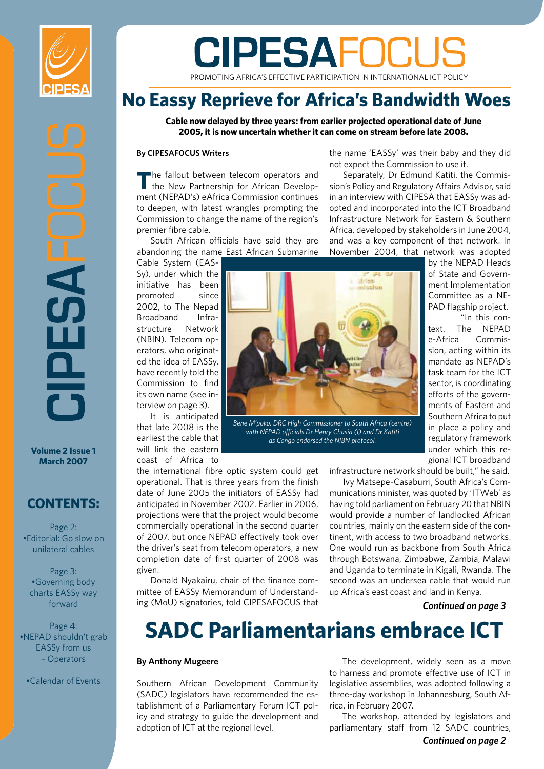# CIPESAFOCUS

PROMOTING AFRICA'S EFFECTIVE PARTICIPATION IN INTERNATIONAL ICT POLICY

**Volume 2 Issue 1**
**March 2007**

## CONTENTS:

Page 2:
- Editorial: Go slow on unilateral cables

Page 3:
- Governing body charts EASSy way forward

Page 4:
- NEPAD shouldn't grab EASSy from us – Operators
- Calendar of Events

# No Eassy Reprieve for Africa's Bandwidth Woes

**Cable now delayed by three years: from earlier projected operational date of June 2005, it is now uncertain whether it can come on stream before late 2008.**

**By CIPESAFOCUS Writers**

The fallout between telecom operators and the New Partnership for African Development (NEPAD's) eAfrica Commission continues to deepen, with latest wrangles prompting the Commission to change the name of the region's premier fibre cable.

South African officials have said they are abandoning the name East African Submarine Cable System (EASSy), under which the initiative has been promoted since 2002, to The Nepad Broadband Infrastructure Network (NBIN). Telecom operators, who originated the idea of EASSy, have recently told the Commission to find its own name (see interview on page 3).

It is anticipated that late 2008 is the earliest the cable that will link the eastern coast of Africa to the international fibre optic system could get operational. That is three years from the finish date of June 2005 the initiators of EASSy had anticipated in November 2002. Earlier in 2006, projections were that the project would become commercially operational in the second quarter of 2007, but once NEPAD effectively took over the driver's seat from telecom operators, a new completion date of first quarter of 2008 was given.

Donald Nyakairu, chair of the finance committee of EASSy Memorandum of Understanding (MoU) signatories, told CIPESAFOCUS that the name 'EASSy' was their baby and they did not expect the Commission to use it.

*Bene M'poko, DRC High Commissioner to South Africa (centre) with NEPAD officials Dr Henry Chasia (l) and Dr Katiti as Congo endorsed the NIBN protocol.*

Separately, Dr Edmund Katiti, the Commission's Policy and Regulatory Affairs Advisor, said in an interview with CIPESA that EASSy was adopted and incorporated into the ICT Broadband Infrastructure Network for Eastern & Southern Africa, developed by stakeholders in June 2004, and was a key component of that network. In November 2004, that network was adopted by the NEPAD Heads of State and Government Implementation Committee as a NEPAD flagship project.

"In this context, The NEPAD e-Africa Commission, acting within its mandate as NEPAD's task team for the ICT sector, is coordinating efforts of the governments of Eastern and Southern Africa to put in place a policy and regulatory framework under which this regional ICT broadband infrastructure network should be built," he said.

Ivy Matsepe-Casaburri, South Africa's Communications minister, was quoted by 'ITWeb' as having told parliament on February 20 that NBIN would provide a number of landlocked African countries, mainly on the eastern side of the continent, with access to two broadband networks. One would run as backbone from South Africa through Botswana, Zimbabwe, Zambia, Malawi and Uganda to terminate in Kigali, Rwanda. The second was an undersea cable that would run up Africa's east coast and land in Kenya.

***Continued on page 3***

# SADC Parliamentarians embrace ICT

**By Anthony Mugeere**

Southern African Development Community (SADC) legislators have recommended the establishment of a Parliamentary Forum ICT policy and strategy to guide the development and adoption of ICT at the regional level.

The development, widely seen as a move to harness and promote effective use of ICT in legislative assemblies, was adopted following a three-day workshop in Johannesburg, South Africa, in February 2007.

The workshop, attended by legislators and parliamentary staff from 12 SADC countries,

***Continued on page 2***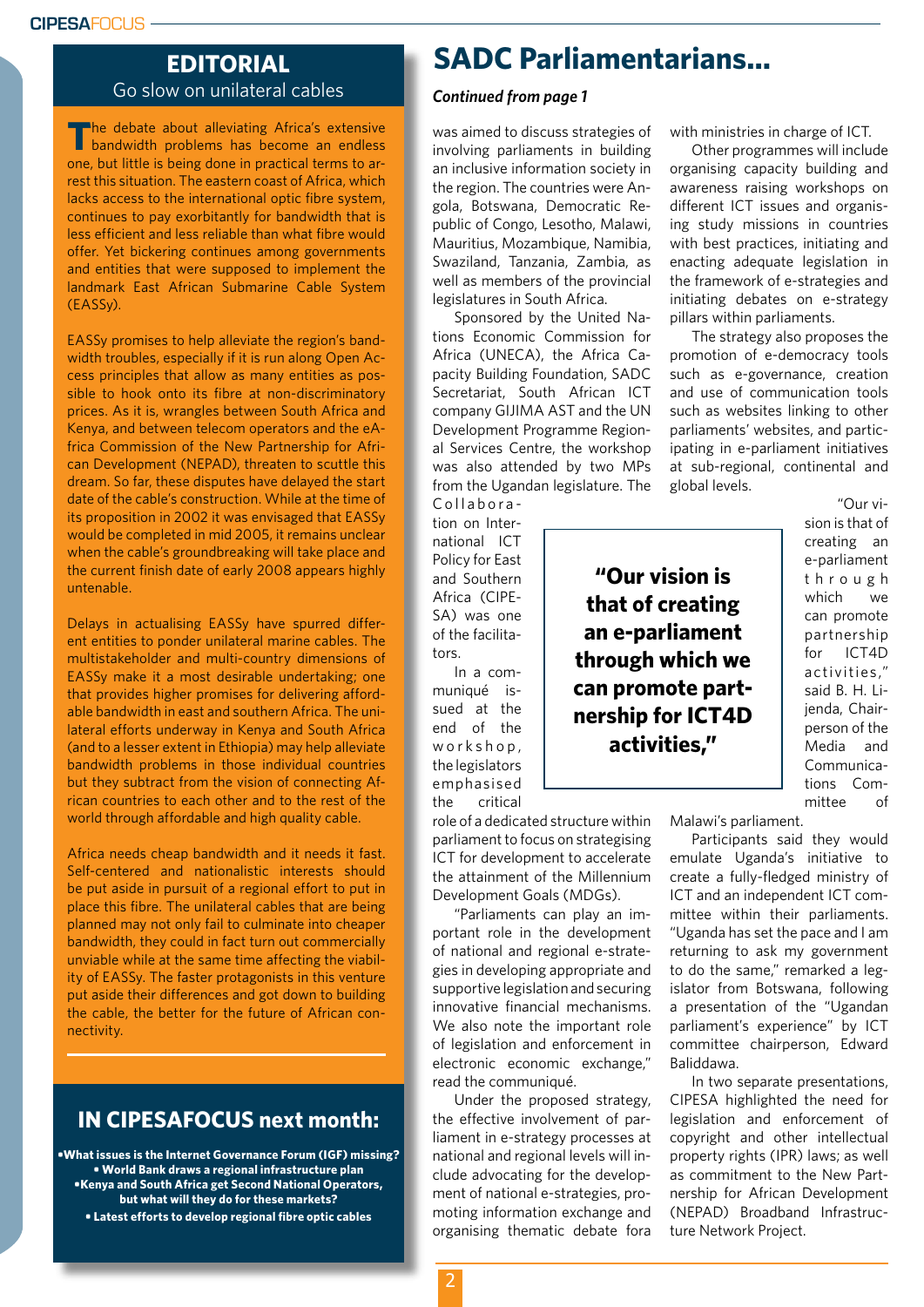## EDITORIAL

### Go slow on unilateral cables

The debate about alleviating Africa's extensive bandwidth problems has become an endless one, but little is being done in practical terms to arrest this situation. The eastern coast of Africa, which lacks access to the international optic fibre system, continues to pay exorbitantly for bandwidth that is less efficient and less reliable than what fibre would offer. Yet bickering continues among governments and entities that were supposed to implement the landmark East African Submarine Cable System (EASSy).

EASSy promises to help alleviate the region's bandwidth troubles, especially if it is run along Open Access principles that allow as many entities as possible to hook onto its fibre at non-discriminatory prices. As it is, wrangles between South Africa and Kenya, and between telecom operators and the eAfrica Commission of the New Partnership for African Development (NEPAD), threaten to scuttle this dream. So far, these disputes have delayed the start date of the cable's construction. While at the time of its proposition in 2002 it was envisaged that EASSy would be completed in mid 2005, it remains unclear when the cable's groundbreaking will take place and the current finish date of early 2008 appears highly untenable.

Delays in actualising EASSy have spurred different entities to ponder unilateral marine cables. The multistakeholder and multi-country dimensions of EASSy make it a most desirable undertaking; one that provides higher promises for delivering affordable bandwidth in east and southern Africa. The unilateral efforts underway in Kenya and South Africa (and to a lesser extent in Ethiopia) may help alleviate bandwidth problems in those individual countries but they subtract from the vision of connecting African countries to each other and to the rest of the world through affordable and high quality cable.

Africa needs cheap bandwidth and it needs it fast. Self-centered and nationalistic interests should be put aside in pursuit of a regional effort to put in place this fibre. The unilateral cables that are being planned may not only fail to culminate into cheaper bandwidth, they could in fact turn out commercially unviable while at the same time affecting the viability of EASSy. The faster protagonists in this venture put aside their differences and got down to building the cable, the better for the future of African connectivity.

## IN CIPESAFOCUS next month:

- **What issues is the Internet Governance Forum (IGF) missing?**
- **World Bank draws a regional infrastructure plan**
- **Kenya and South Africa get Second National Operators, but what will they do for these markets?**
- **Latest efforts to develop regional fibre optic cables**

# SADC Parliamentarians...

***Continued from page 1***

was aimed to discuss strategies of involving parliaments in building an inclusive information society in the region. The countries were Angola, Botswana, Democratic Republic of Congo, Lesotho, Malawi, Mauritius, Mozambique, Namibia, Swaziland, Tanzania, Zambia, as well as members of the provincial legislatures in South Africa.

Sponsored by the United Nations Economic Commission for Africa (UNECA), the Africa Capacity Building Foundation, SADC Secretariat, South African ICT company GIJIMA AST and the UN Development Programme Regional Services Centre, the workshop was attended by two MPs from the Ugandan legislature. The Collaboration on International ICT Policy for East and Southern Africa (CIPESA) was one of the facilitators.

In a communiqué issued at the end of the workshop, the legislators emphasised the critical role of a dedicated structure within parliament to focus on strategising ICT for development to accelerate the attainment of the Millennium Development Goals (MDGs).

"Parliaments can play an important role in the development of national and regional e-strategies in developing appropriate and supportive legislation and securing innovative financial mechanisms. We also note the important role of legislation and enforcement in electronic economic exchange," read the communiqué.

Under the proposed strategy, the effective involvement of parliament in e-strategy processes at national and regional levels will include advocating for the development of national e-strategies, promoting information exchange and organising thematic debate fora with ministries in charge of ICT.

Other programmes will include organising capacity building and awareness raising workshops on different ICT issues and organising study missions in countries with best practices, initiating and enacting adequate legislation in the framework of e-strategies and initiating debates on e-strategy pillars within parliaments.

The strategy also proposes the promotion of e-democracy tools such as e-governance, creation and use of communication tools such as websites linking to other parliaments' websites, and participating in e-parliament initiatives at sub-regional, continental and global levels.

> **"Our vision is that of creating an e-parliament through which we can promote partnership for ICT4D activities,"**

"Our vision is that of creating an e-parliament through which we can promote partnership for ICT4D activities," said B. H. Lijenda, Chairperson of the Media and Communications Committee of Malawi's parliament.

Participants said they would emulate Uganda's initiative to create a fully-fledged ministry of ICT and an independent ICT committee within their parliaments. "Uganda has set the pace and I am returning to ask my government to do the same," remarked a legislator from Botswana, following a presentation of the "Ugandan parliament's experience" by ICT committee chairperson, Edward Baliddawa.

In two separate presentations, CIPESA highlighted the need for legislation and enforcement of copyright and other intellectual property rights (IPR) laws; as well as commitment to the New Partnership for African Development (NEPAD) Broadband Infrastructure Network Project.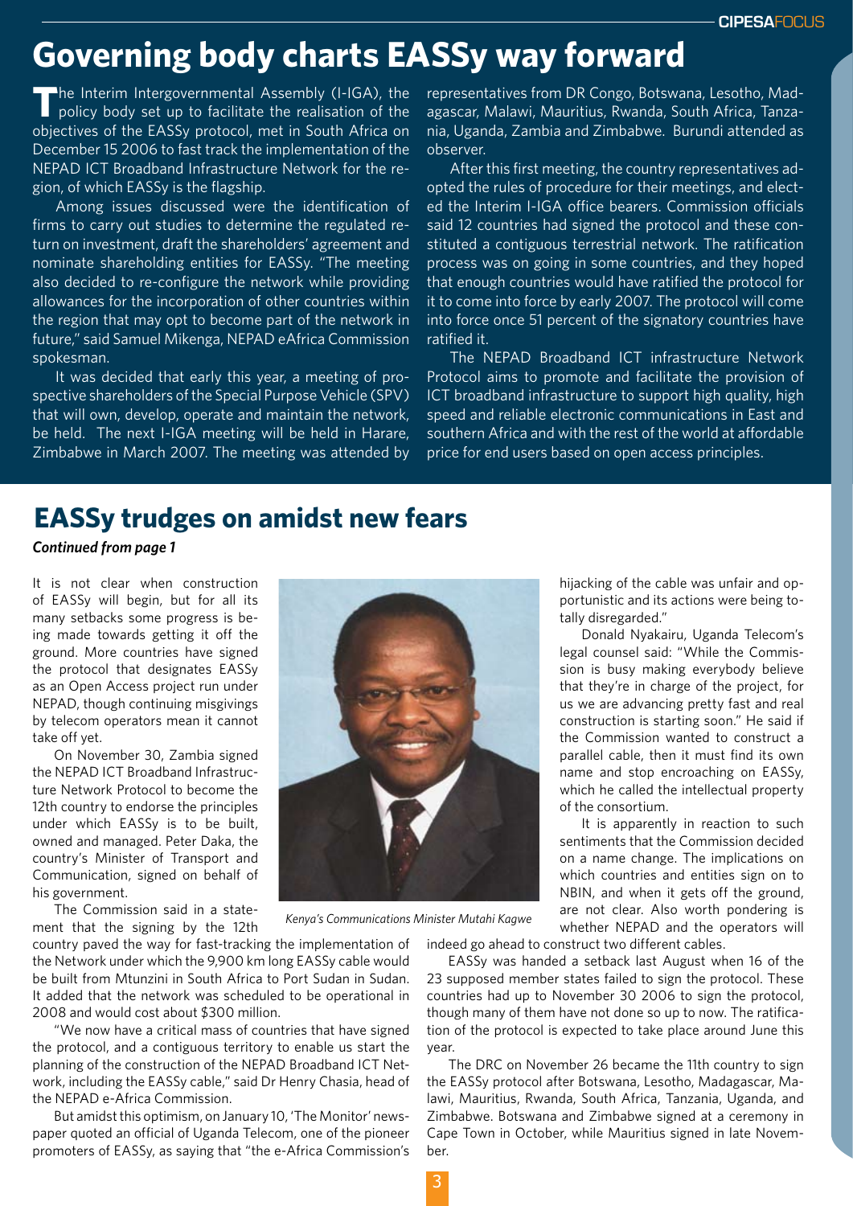# Governing body charts EASSy way forward

The Interim Intergovernmental Assembly (I-IGA), the policy body set up to facilitate the realisation of the objectives of the EASSy protocol, met in South Africa on December 15 2006 to fast track the implementation of the NEPAD ICT Broadband Infrastructure Network for the region, of which EASSy is the flagship.

Among issues discussed were the identification of firms to carry out studies to determine the regulated return on investment, draft the shareholders' agreement and nominate shareholding entities for EASSy. "The meeting also decided to re-configure the network while providing allowances for the incorporation of other countries within the region that may opt to become part of the network in future," said Samuel Mikenga, NEPAD eAfrica Commission spokesman.

It was decided that early this year, a meeting of prospective shareholders of the Special Purpose Vehicle (SPV) that will own, develop, operate and maintain the network, be held. The next I-IGA meeting will be held in Harare, Zimbabwe in March 2007. The meeting was attended by representatives from DR Congo, Botswana, Lesotho, Madagascar, Malawi, Mauritius, Rwanda, South Africa, Tanzania, Uganda, Zambia and Zimbabwe. Burundi attended as observer.

After this first meeting, the country representatives adopted the rules of procedure for their meetings, and elected the Interim I-IGA office bearers. Commission officials said 12 countries had signed the protocol and these constituted a contiguous terrestrial network. The ratification process was on going in some countries, and they hoped that enough countries would have ratified the protocol for it to come into force by early 2007. The protocol will come into force once 51 percent of the signatory countries have ratified it.

The NEPAD Broadband ICT infrastructure Network Protocol aims to promote and facilitate the provision of ICT broadband infrastructure to support high quality, high speed and reliable electronic communications in East and southern Africa and with the rest of the world at affordable price for end users based on open access principles.

# EASSy trudges on amidst new fears

***Continued from page 1***

It is not clear when construction of EASSy will begin, but for all its many setbacks some progress is being made towards getting it off the ground. More countries have signed the protocol that designates EASSy as an Open Access project run under NEPAD, though continuing misgivings by telecom operators mean it cannot take off yet.

On November 30, Zambia signed the NEPAD ICT Broadband Infrastructure Network Protocol to become the 12th country to endorse the principles under which EASSy is to be built, owned and managed. Peter Daka, the country's Minister of Transport and Communication, signed on behalf of his government.

*Kenya's Communications Minister Mutahi Kagwe*

The Commission said in a statement that the signing by the 12th country paved the way for fast-tracking the implementation of the Network under which the 9,900 km long EASSy cable would be built from Mtunzini in South Africa to Port Sudan in Sudan. It added that the network was scheduled to be operational in 2008 and would cost about $300 million.

"We now have a critical mass of countries that have signed the protocol, and a contiguous territory to enable us start the planning of the construction of the NEPAD Broadband ICT Network, including the EASSy cable," said Dr Henry Chasia, head of the NEPAD e-Africa Commission.

But amidst this optimism, on January 10, 'The Monitor' newspaper quoted an official of Uganda Telecom, one of the pioneer promoters of EASSy, as saying that "the e-Africa Commission's hijacking of the cable was unfair and opportunistic and its actions were being totally disregarded."

Donald Nyakairu, Uganda Telecom's legal counsel said: "While the Commission is busy making everybody believe that they're in charge of the project, for us we are advancing pretty fast and real construction is starting soon." He said if the Commission wanted to construct a parallel cable, then it must find its own name and stop encroaching on EASSy, which he called the intellectual property of the consortium.

It is apparently in reaction to such sentiments that the Commission decided on a name change. The implications on which countries and entities sign on to NBIN, and when it gets off the ground, are not clear. Also worth pondering is whether NEPAD and the operators will indeed go ahead to construct two different cables.

EASSy was handed a setback last August when 16 of the 23 supposed member states failed to sign the protocol. These countries had up to November 30 2006 to sign the protocol, though many of them have not done so up to now. The ratification of the protocol is expected to take place around June this year.

The DRC on November 26 became the 11th country to sign the EASSy protocol after Botswana, Lesotho, Madagascar, Malawi, Mauritius, Rwanda, South Africa, Tanzania, Uganda, and Zimbabwe. Botswana and Zimbabwe signed at a ceremony in Cape Town in October, while Mauritius signed in late November.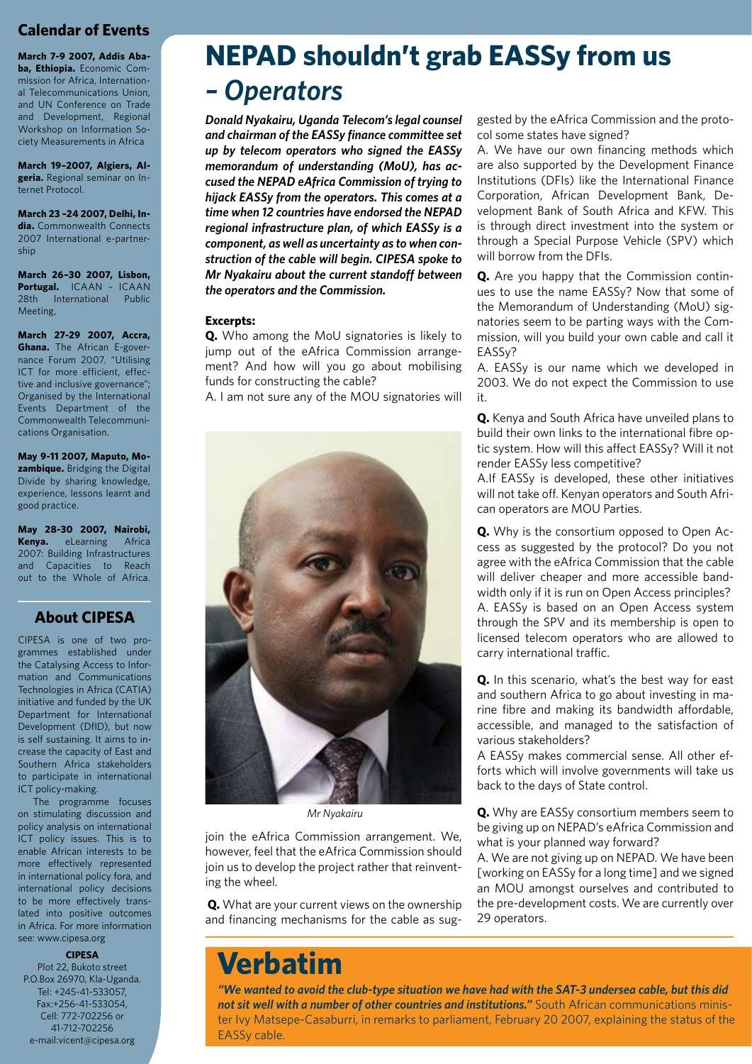## Calendar of Events

**March 7-9 2007, Addis Ababa, Ethiopia.** Economic Commission for Africa, International Telecommunications Union, and UN Conference on Trade and Development, Regional Workshop on Information Society Measurements in Africa

**March 19–2007, Algiers, Algeria.** Regional seminar on Internet Protocol.

**March 23 –24 2007, Delhi, India.** Commonwealth Connects 2007 International e-partnership

**March 26–30 2007, Lisbon, Portugal.** ICAAN – ICAAN 28th International Public Meeting,

**March 27-29 2007, Accra, Ghana.** The African E-governance Forum 2007. "Utilising ICT for more efficient, effective and inclusive governance"; Organised by the International Events Department of the Commonwealth Telecommunications Organisation.

**May 9-11 2007, Maputo, Mozambique.** Bridging the Digital Divide by sharing knowledge, experience, lessons learnt and good practice.

**May 28-30 2007, Nairobi, Kenya.** eLearning Africa 2007: Building Infrastructures and Capacities to Reach out to the Whole of Africa.

## About CIPESA

CIPESA is one of two programmes established under the Catalysing Access to Information and Communications Technologies in Africa (CATIA) initiative and funded by the UK Department for International Development (DfID), but now is self sustaining. It aims to increase the capacity of East and Southern Africa stakeholders to participate in international ICT policy-making.

The programme focuses on stimulating discussion and policy analysis on international ICT policy issues. This is to enable African interests to be more effectively represented in international policy fora, and international policy decisions to be more effectively translated into positive outcomes in Africa. For more information see: www.cipesa.org

**CIPESA**
Plot 22, Bukoto street
P.O.Box 26970, Kla-Uganda.
Tel: +245-41-533057,
Fax:+256-41-533054,
Cell: 772-702256 or
41-712-702256
e-mail:vicent@cipesa.org

# NEPAD shouldn't grab EASSy from us *– Operators*

***Donald Nyakairu, Uganda Telecom's legal counsel and chairman of the EASSy finance committee set up by telecom operators who signed the EASSy memorandum of understanding (MoU), has accused the NEPAD eAfrica Commission of trying to hijack EASSy from the operators. This comes at a time when 12 countries have endorsed the NEPAD regional infrastructure plan, of which EASSy is a component, as well as uncertainty as to when construction of the cable will begin. CIPESA spoke to Mr Nyakairu about the current standoff between the operators and the Commission.***

**Excerpts:**

**Q.** Who among the MoU signatories is likely to jump out of the eAfrica Commission arrangement? And how will you go about mobilising funds for constructing the cable?

A. I am not sure any of the MOU signatories will join the eAfrica Commission arrangement. We, however, feel that the eAfrica Commission should join us to develop the project rather that reinventing the wheel.

*Mr Nyakairu*

**Q.** What are your current views on the ownership and financing mechanisms for the cable as suggested by the eAfrica Commission and the protocol some states have signed?

A. We have our own financing methods which are also supported by the Development Finance Institutions (DFIs) like the International Finance Corporation, African Development Bank, Development Bank of South Africa and KFW. This is through direct investment into the system or through a Special Purpose Vehicle (SPV) which will borrow from the DFIs.

**Q.** Are you happy that the Commission continues to use the name EASSy? Now that some of the Memorandum of Understanding (MoU) signatories seem to be parting ways with the Commission, will you build your own cable and call it EASSy?

A. EASSy is our name which we developed in 2003. We do not expect the Commission to use it.

**Q.** Kenya and South Africa have unveiled plans to build their own links to the international fibre optic system. How will this affect EASSy? Will it not render EASSy less competitive?

A.If EASSy is developed, these other initiatives will not take off. Kenyan operators and South African operators are MOU Parties.

**Q.** Why is the consortium opposed to Open Access as suggested by the protocol? Do you not agree with the eAfrica Commission that the cable will deliver cheaper and more accessible bandwidth only if it is run on Open Access principles?

A. EASSy is based on an Open Access system through the SPV and its membership is open to licensed telecom operators who are allowed to carry international traffic.

**Q.** In this scenario, what's the best way for east and southern Africa to go about investing in marine fibre and making its bandwidth affordable, accessible, and managed to the satisfaction of various stakeholders?

A EASSy makes commercial sense. All other efforts which will involve governments will take us back to the days of State control.

**Q.** Why are EASSy consortium members seem to be giving up on NEPAD's eAfrica Commission and what is your planned way forward?

A. We are not giving up on NEPAD. We have been [working on EASSy for a long time] and we signed an MOU amongst ourselves and contributed to the pre-development costs. We are currently over 29 operators.

# Verbatim

***"We wanted to avoid the club-type situation we have had with the SAT-3 undersea cable, but this did not sit well with a number of other countries and institutions."*** South African communications minister Ivy Matsepe-Casaburri, in remarks to parliament, February 20 2007, explaining the status of the EASSy cable.